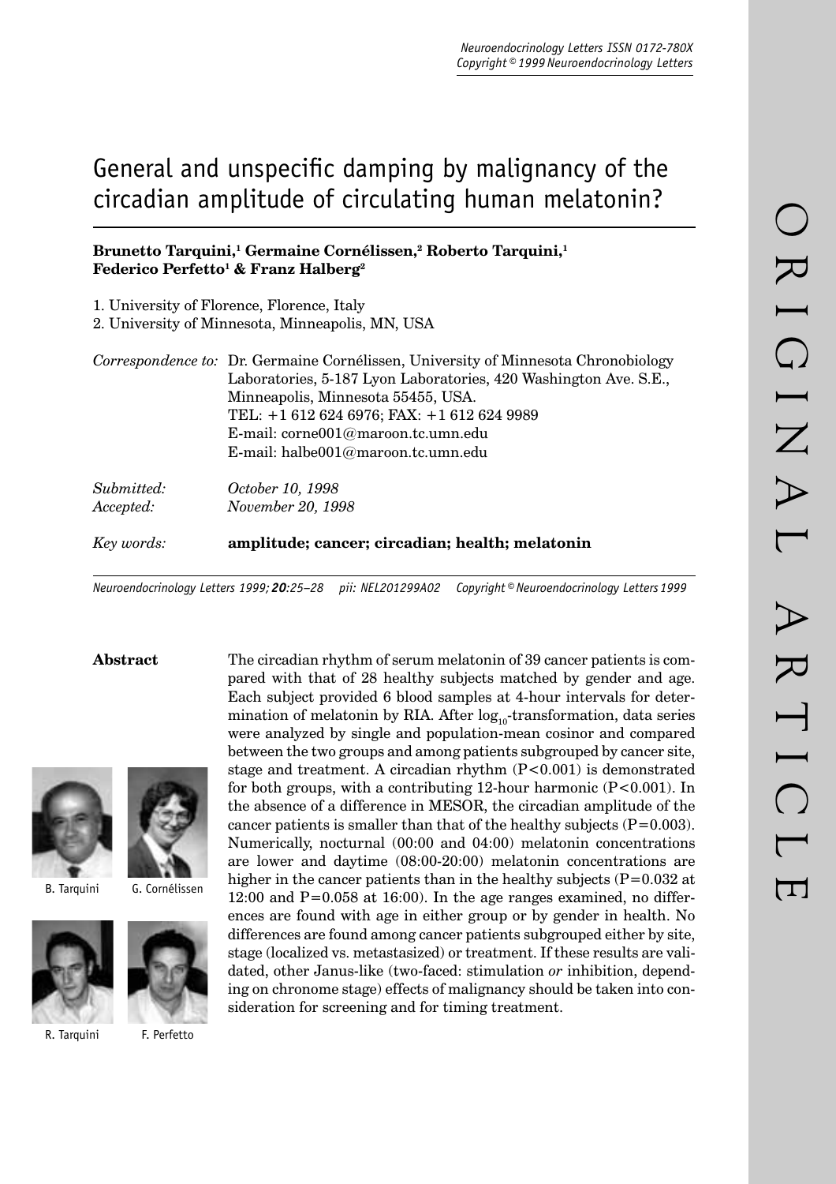# General and unspecific damping by malignancy of the circadian amplitude of circulating human melatonin?

**Brunetto Tarquini,[1] Germaine Cornélissen,[2] Roberto Tarquini,[1] Federico Perfetto[1] & Franz Halberg[2]**

1. University of Florence, Florence, Italy
2. University of Minnesota, Minneapolis, MN, USA

*Correspondence to:* Dr. Germaine Cornélissen, University of Minnesota Chronobiology Laboratories, 5-187 Lyon Laboratories, 420 Washington Ave. S.E., Minneapolis, Minnesota 55455, USA.
TEL: +1 612 624 6976; FAX: +1 612 624 9989
E-mail: corne001@maroon.tc.umn.edu
E-mail: halbe001@maroon.tc.umn.edu

*Submitted:* *October 10, 1998*
*Accepted:* *November 20, 1998*

*Key words:* **amplitude; cancer; circadian; health; melatonin**

B. Tarquini G. Cornélissen R. Tarquini F. Perfetto

**Abstract**

The circadian rhythm of serum melatonin of 39 cancer patients is compared with that of 28 healthy subjects matched by gender and age. Each subject provided 6 blood samples at 4-hour intervals for determination of melatonin by RIA. After $\log_{10}$-transformation, data series were analyzed by single and population-mean cosinor and compared between the two groups and among patients subgrouped by cancer site, stage and treatment. A circadian rhythm ($P<0.001$) is demonstrated for both groups, with a contributing 12-hour harmonic ($P<0.001$). In the absence of a difference in MESOR, the circadian amplitude of the cancer patients is smaller than that of the healthy subjects ($P=0.003$). Numerically, nocturnal (00:00 and 04:00) melatonin concentrations are lower and daytime (08:00-20:00) melatonin concentrations are higher in the cancer patients than in the healthy subjects ($P=0.032$ at 12:00 and $P=0.058$ at 16:00). In the age ranges examined, no differences are found with age in either group or by gender in health. No differences are found among cancer patients subgrouped either by site, stage (localized vs. metastasized) or treatment. If these results are validated, other Janus-like (two-faced: stimulation *or* inhibition, depending on chronome stage) effects of malignancy should be taken into consideration for screening and for timing treatment.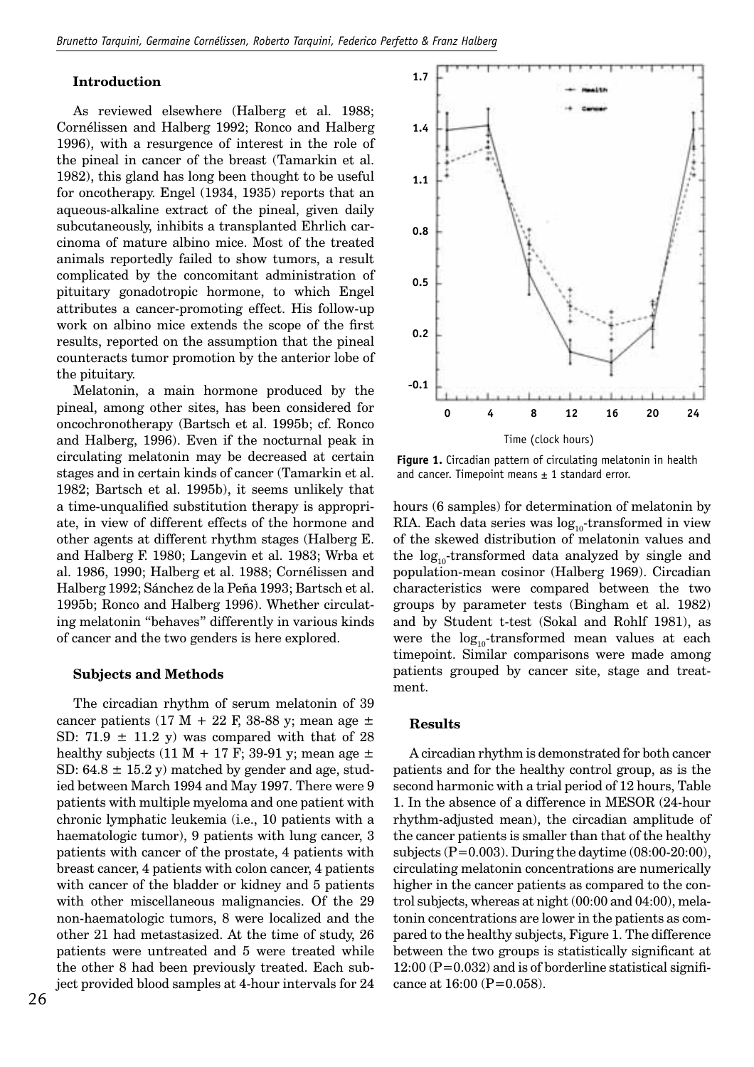## Introduction

As reviewed elsewhere (Halberg et al. 1988; Cornélissen and Halberg 1992; Ronco and Halberg 1996), with a resurgence of interest in the role of the pineal in cancer of the breast (Tamarkin et al. 1982), this gland has long been thought to be useful for oncotherapy. Engel (1934, 1935) reports that an aqueous-alkaline extract of the pineal, given daily subcutaneously, inhibits a transplanted Ehrlich carcinoma of mature albino mice. Most of the treated animals reportedly failed to show tumors, a result complicated by the concomitant administration of pituitary gonadotropic hormone, to which Engel attributes a cancer-promoting effect. His follow-up work on albino mice extends the scope of the first results, reported on the assumption that the pineal counteracts tumor promotion by the anterior lobe of the pituitary.

Melatonin, a main hormone produced by the pineal, among other sites, has been considered for oncochronotherapy (Bartsch et al. 1995b; cf. Ronco and Halberg, 1996). Even if the nocturnal peak in circulating melatonin may be decreased at certain stages and in certain kinds of cancer (Tamarkin et al. 1982; Bartsch et al. 1995b), it seems unlikely that a time-unqualified substitution therapy is appropriate, in view of different effects of the hormone and other agents at different rhythm stages (Halberg E. and Halberg F. 1980; Langevin et al. 1983; Wrba et al. 1986, 1990; Halberg et al. 1988; Cornélissen and Halberg 1992; Sánchez de la Peña 1993; Bartsch et al. 1995b; Ronco and Halberg 1996). Whether circulating melatonin "behaves" differently in various kinds of cancer and the two genders is here explored.

## Subjects and Methods

The circadian rhythm of serum melatonin of 39 cancer patients (17 M + 22 F, 38-88 y; mean age ± SD: 71.9 ± 11.2 y) was compared with that of 28 healthy subjects (11 M + 17 F; 39-91 y; mean age ± SD: 64.8 ± 15.2 y) matched by gender and age, studied between March 1994 and May 1997. There were 9 patients with multiple myeloma and one patient with chronic lymphatic leukemia (i.e., 10 patients with a haematologic tumor), 9 patients with lung cancer, 3 patients with cancer of the prostate, 4 patients with breast cancer, 4 patients with colon cancer, 4 patients with cancer of the bladder or kidney and 5 patients with other miscellaneous malignancies. Of the 29 non-haematologic tumors, 8 were localized and the other 21 had metastasized. At the time of study, 26 patients were untreated and 5 were treated while the other 8 had been previously treated. Each subject provided blood samples at 4-hour intervals for 24 hours (6 samples) for determination of melatonin by RIA. Each data series was $\log_{10}$-transformed in view of the skewed distribution of melatonin values and the $\log_{10}$-transformed data analyzed by single and population-mean cosinor (Halberg 1969). Circadian characteristics were compared between the two groups by parameter tests (Bingham et al. 1982) and by Student t-test (Sokal and Rohlf 1981), as were the $\log_{10}$-transformed mean values at each timepoint. Similar comparisons were made among patients grouped by cancer site, stage and treatment.

**Figure 1.** Circadian pattern of circulating melatonin in health and cancer. Timepoint means ± 1 standard error.

## Results

A circadian rhythm is demonstrated for both cancer patients and for the healthy control group, as is the second harmonic with a trial period of 12 hours, Table 1. In the absence of a difference in MESOR (24-hour rhythm-adjusted mean), the circadian amplitude of the cancer patients is smaller than that of the healthy subjects (P=0.003). During the daytime (08:00-20:00), circulating melatonin concentrations are numerically higher in the cancer patients as compared to the control subjects, whereas at night (00:00 and 04:00), melatonin concentrations are lower in the patients as compared to the healthy subjects, Figure 1. The difference between the two groups is statistically significant at 12:00 (P=0.032) and is of borderline statistical significance at 16:00 (P=0.058).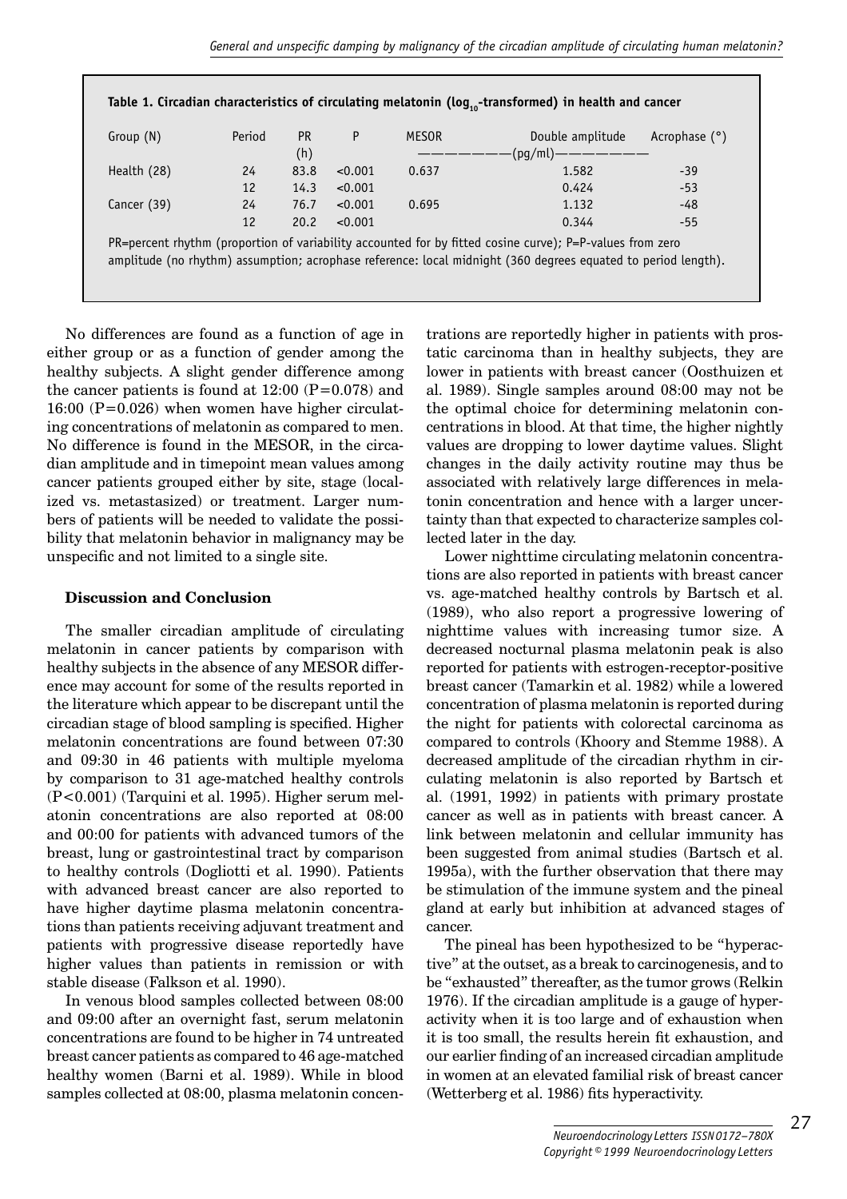**Table 1. Circadian characteristics of circulating melatonin ($log_{10}$-transformed) in health and cancer**

| Group (N) | Period | PR (h) | P | MESOR | Double amplitude | Acrophase (°) |
|---|---|---|---|---|---|---|
| | | | | (pg/ml) | | |
| Health (28) | 24 | 83.8 | <0.001 | 0.637 | 1.582 | -39 |
| | 12 | 14.3 | <0.001 | | 0.424 | -53 |
| Cancer (39) | 24 | 76.7 | <0.001 | 0.695 | 1.132 | -48 |
| | 12 | 20.2 | <0.001 | | 0.344 | -55 |

PR=percent rhythm (proportion of variability accounted for by fitted cosine curve); P=P-values from zero amplitude (no rhythm) assumption; acrophase reference: local midnight (360 degrees equated to period length).

No differences are found as a function of age in either group or as a function of gender among the healthy subjects. A slight gender difference among the cancer patients is found at 12:00 (P=0.078) and 16:00 (P=0.026) when women have higher circulating concentrations of melatonin as compared to men. No difference is found in the MESOR, in the circadian amplitude and in timepoint mean values among cancer patients grouped either by site, stage (localized vs. metastasized) or treatment. Larger numbers of patients will be needed to validate the possibility that melatonin behavior in malignancy may be unspecific and not limited to a single site.

## Discussion and Conclusion

The smaller circadian amplitude of circulating melatonin in cancer patients by comparison with healthy subjects in the absence of any MESOR difference may account for some of the results reported in the literature which appear to be discrepant until the circadian stage of blood sampling is specified. Higher melatonin concentrations are found between 07:30 and 09:30 in 46 patients with multiple myeloma by comparison to 31 age-matched healthy controls (P<0.001) (Tarquini et al. 1995). Higher serum melatonin concentrations are also reported at 08:00 and 00:00 for patients with advanced tumors of the breast, lung or gastrointestinal tract by comparison to healthy controls (Dogliotti et al. 1990). Patients with advanced breast cancer are also reported to have higher daytime plasma melatonin concentrations than patients receiving adjuvant treatment and patients with progressive disease reportedly have higher values than patients in remission or with stable disease (Falkson et al. 1990).

In venous blood samples collected between 08:00 and 09:00 after an overnight fast, serum melatonin concentrations are found to be higher in 74 untreated breast cancer patients as compared to 46 age-matched healthy women (Barni et al. 1989). While in blood samples collected at 08:00, plasma melatonin concentrations are reportedly higher in patients with prostatic carcinoma than in healthy subjects, they are lower in patients with breast cancer (Oosthuizen et al. 1989). Single samples around 08:00 may not be the optimal choice for determining melatonin concentrations in blood. At that time, the higher nightly values are dropping to lower daytime values. Slight changes in the daily activity routine may thus be associated with relatively large differences in melatonin concentration and hence with a larger uncertainty than that expected to characterize samples collected later in the day.

Lower nighttime circulating melatonin concentrations are also reported in patients with breast cancer vs. age-matched healthy controls by Bartsch et al. (1989), who also report a progressive lowering of nighttime values with increasing tumor size. A decreased nocturnal plasma melatonin peak is also reported for patients with estrogen-receptor-positive breast cancer (Tamarkin et al. 1982) while a lowered concentration of plasma melatonin is reported during the night for patients with colorectal carcinoma as compared to controls (Khoory and Stemme 1988). A decreased amplitude of the circadian rhythm in circulating melatonin is also reported by Bartsch et al. (1991, 1992) in patients with primary prostate cancer as well as in patients with breast cancer. A link between melatonin and cellular immunity has been suggested from animal studies (Bartsch et al. 1995a), with the further observation that there may be stimulation of the immune system and the pineal gland at early but inhibition at advanced stages of cancer.

The pineal has been hypothesized to be "hyperactive" at the outset, as a break to carcinogenesis, and to be "exhausted" thereafter, as the tumor grows (Relkin 1976). If the circadian amplitude is a gauge of hyperactivity when it is too large and of exhaustion when it is too small, the results herein fit exhaustion, and our earlier finding of an increased circadian amplitude in women at an elevated familial risk of breast cancer (Wetterberg et al. 1986) fits hyperactivity.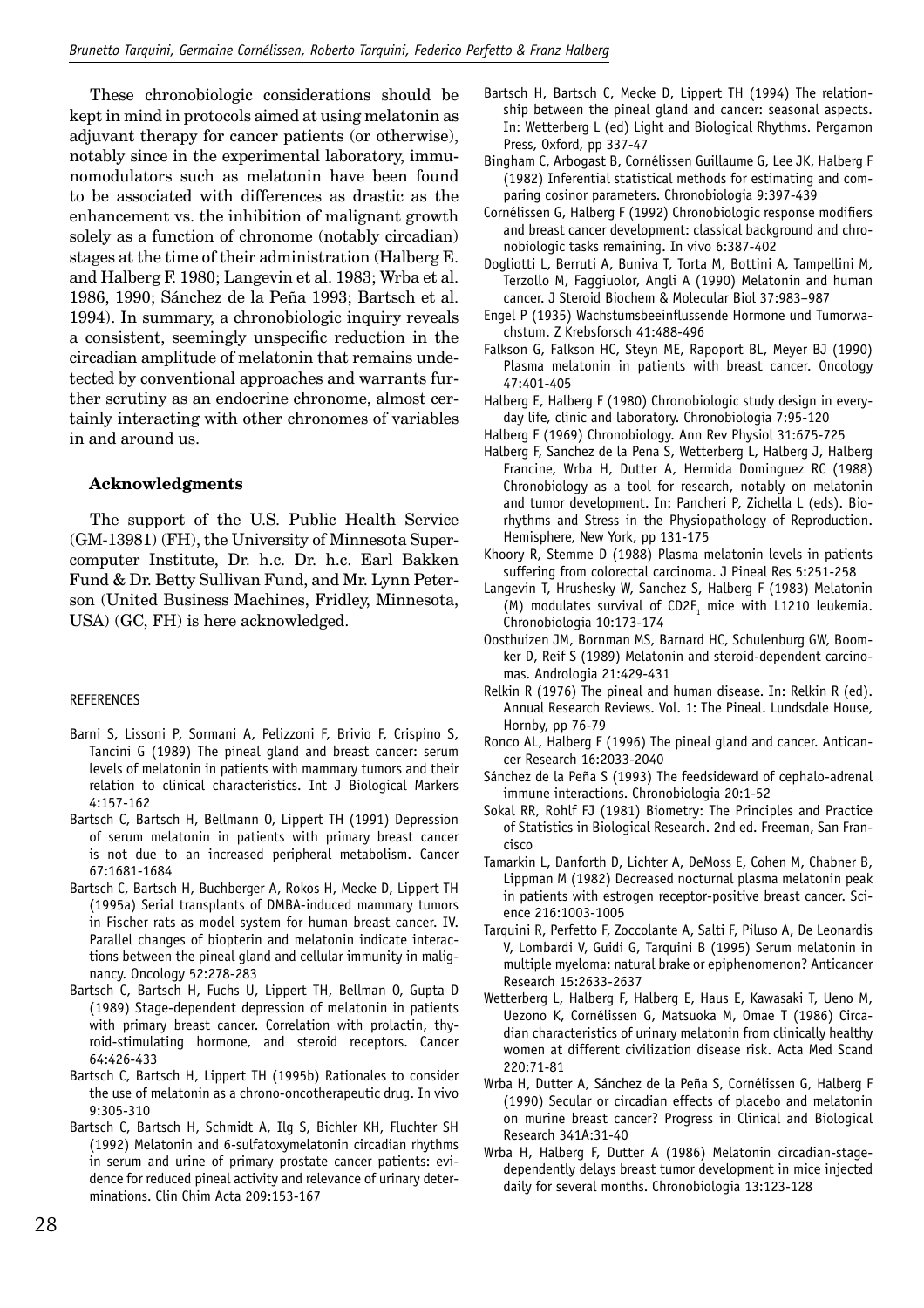These chronobiologic considerations should be kept in mind in protocols aimed at using melatonin as adjuvant therapy for cancer patients (or otherwise), notably since in the experimental laboratory, immunomodulators such as melatonin have been found to be associated with differences as drastic as the enhancement vs. the inhibition of malignant growth solely as a function of chronome (notably circadian) stages at the time of their administration (Halberg E. and Halberg F. 1980; Langevin et al. 1983; Wrba et al. 1986, 1990; Sánchez de la Peña 1993; Bartsch et al. 1994). In summary, a chronobiologic inquiry reveals a consistent, seemingly unspecific reduction in the circadian amplitude of melatonin that remains undetected by conventional approaches and warrants further scrutiny as an endocrine chronome, almost certainly interacting with other chronomes of variables in and around us.

## Acknowledgments

The support of the U.S. Public Health Service (GM-13981) (FH), the University of Minnesota Supercomputer Institute, Dr. h.c. Dr. h.c. Earl Bakken Fund & Dr. Betty Sullivan Fund, and Mr. Lynn Peterson (United Business Machines, Fridley, Minnesota, USA) (GC, FH) is here acknowledged.

## REFERENCES

Barni S, Lissoni P, Sormani A, Pelizzoni F, Brivio F, Crispino S, Tancini G (1989) The pineal gland and breast cancer: serum levels of melatonin in patients with mammary tumors and their relation to clinical characteristics. Int J Biological Markers 4:157-162

Bartsch C, Bartsch H, Bellmann O, Lippert TH (1991) Depression of serum melatonin in patients with primary breast cancer is not due to an increased peripheral metabolism. Cancer 67:1681-1684

Bartsch C, Bartsch H, Buchberger A, Rokos H, Mecke D, Lippert TH (1995a) Serial transplants of DMBA-induced mammary tumors in Fischer rats as model system for human breast cancer. IV. Parallel changes of biopterin and melatonin indicate interactions between the pineal gland and cellular immunity in malignancy. Oncology 52:278-283

Bartsch C, Bartsch H, Fuchs U, Lippert TH, Bellman O, Gupta D (1989) Stage-dependent depression of melatonin in patients with primary breast cancer. Correlation with prolactin, thyroid-stimulating hormone, and steroid receptors. Cancer 64:426-433

Bartsch C, Bartsch H, Lippert TH (1995b) Rationales to consider the use of melatonin as a chrono-oncotherapeutic drug. In vivo 9:305-310

Bartsch C, Bartsch H, Schmidt A, Ilg S, Bichler KH, Fluchter SH (1992) Melatonin and 6-sulfatoxymelatonin circadian rhythms in serum and urine of primary prostate cancer patients: evidence for reduced pineal activity and relevance of urinary determinations. Clin Chim Acta 209:153-167

Bartsch H, Bartsch C, Mecke D, Lippert TH (1994) The relationship between the pineal gland and cancer: seasonal aspects. In: Wetterberg L (ed) Light and Biological Rhythms. Pergamon Press, Oxford, pp 337-47

Bingham C, Arbogast B, Cornélissen Guillaume G, Lee JK, Halberg F (1982) Inferential statistical methods for estimating and comparing cosinor parameters. Chronobiologia 9:397-439

Cornélissen G, Halberg F (1992) Chronobiologic response modifiers and breast cancer development: classical background and chronobiologic tasks remaining. In vivo 6:387-402

Dogliotti L, Berruti A, Buniva T, Torta M, Bottini A, Tampellini M, Terzollo M, Faggiuolor, Angli A (1990) Melatonin and human cancer. J Steroid Biochem & Molecular Biol 37:983–987

Engel P (1935) Wachstumsbeeinflussende Hormone und Tumorwachstum. Z Krebsforsch 41:488-496

Falkson G, Falkson HC, Steyn ME, Rapoport BL, Meyer BJ (1990) Plasma melatonin in patients with breast cancer. Oncology 47:401-405

Halberg E, Halberg F (1980) Chronobiologic study design in everyday life, clinic and laboratory. Chronobiologia 7:95-120

Halberg F (1969) Chronobiology. Ann Rev Physiol 31:675-725

Halberg F, Sanchez de la Pena S, Wetterberg L, Halberg J, Halberg Francine, Wrba H, Dutter A, Hermida Dominguez RC (1988) Chronobiology as a tool for research, notably on melatonin and tumor development. In: Pancheri P, Zichella L (eds). Biorhythms and Stress in the Physiopathology of Reproduction. Hemisphere, New York, pp 131-175

Khoory R, Stemme D (1988) Plasma melatonin levels in patients suffering from colorectal carcinoma. J Pineal Res 5:251-258

Langevin T, Hrushesky W, Sanchez S, Halberg F (1983) Melatonin (M) modulates survival of $CD2F_1$ mice with L1210 leukemia. Chronobiologia 10:173-174

Oosthuizen JM, Bornman MS, Barnard HC, Schulenburg GW, Boomker D, Reif S (1989) Melatonin and steroid-dependent carcinomas. Andrologia 21:429-431

Relkin R (1976) The pineal and human disease. In: Relkin R (ed). Annual Research Reviews. Vol. 1: The Pineal. Lundsdale House, Hornby, pp 76-79

Ronco AL, Halberg F (1996) The pineal gland and cancer. Anticancer Research 16:2033-2040

Sánchez de la Peña S (1993) The feedsideward of cephalo-adrenal immune interactions. Chronobiologia 20:1-52

Sokal RR, Rohlf FJ (1981) Biometry: The Principles and Practice of Statistics in Biological Research. 2nd ed. Freeman, San Francisco

Tamarkin L, Danforth D, Lichter A, DeMoss E, Cohen M, Chabner B, Lippman M (1982) Decreased nocturnal plasma melatonin peak in patients with estrogen receptor-positive breast cancer. Science 216:1003-1005

Tarquini R, Perfetto F, Zoccolante A, Salti F, Piluso A, De Leonardis V, Lombardi V, Guidi G, Tarquini B (1995) Serum melatonin in multiple myeloma: natural brake or epiphenomenon? Anticancer Research 15:2633-2637

Wetterberg L, Halberg F, Halberg E, Haus E, Kawasaki T, Ueno M, Uezono K, Cornélissen G, Matsuoka M, Omae T (1986) Circadian characteristics of urinary melatonin from clinically healthy women at different civilization disease risk. Acta Med Scand 220:71-81

Wrba H, Dutter A, Sánchez de la Peña S, Cornélissen G, Halberg F (1990) Secular or circadian effects of placebo and melatonin on murine breast cancer? Progress in Clinical and Biological Research 341A:31-40

Wrba H, Halberg F, Dutter A (1986) Melatonin circadian-stage-dependently delays breast tumor development in mice injected daily for several months. Chronobiologia 13:123-128